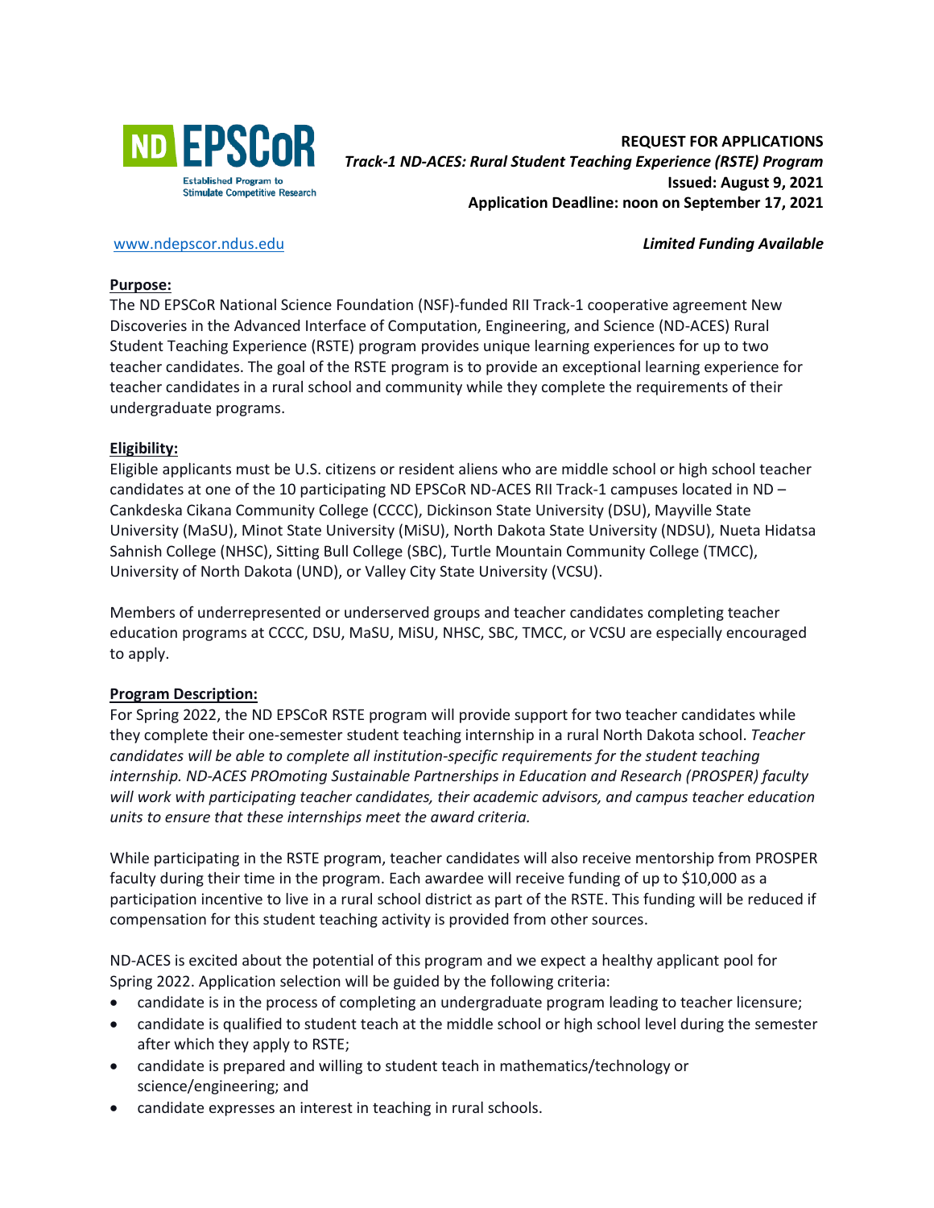ND EPSCoR
Established Program to Stimulate Competitive Research

**REQUEST FOR APPLICATIONS**
***Track-1 ND-ACES: Rural Student Teaching Experience (RSTE) Program***
**Issued: August 9, 2021**
**Application Deadline: noon on September 17, 2021**

[www.ndepscor.ndus.edu](http://www.ndepscor.ndus.edu)

***Limited Funding Available***

**Purpose:**

The ND EPSCoR National Science Foundation (NSF)-funded RII Track-1 cooperative agreement New Discoveries in the Advanced Interface of Computation, Engineering, and Science (ND-ACES) Rural Student Teaching Experience (RSTE) program provides unique learning experiences for up to two teacher candidates. The goal of the RSTE program is to provide an exceptional learning experience for teacher candidates in a rural school and community while they complete the requirements of their undergraduate programs.

**Eligibility:**

Eligible applicants must be U.S. citizens or resident aliens who are middle school or high school teacher candidates at one of the 10 participating ND EPSCoR ND-ACES RII Track-1 campuses located in ND – Cankdeska Cikana Community College (CCCC), Dickinson State University (DSU), Mayville State University (MaSU), Minot State University (MiSU), North Dakota State University (NDSU), Nueta Hidatsa Sahnish College (NHSC), Sitting Bull College (SBC), Turtle Mountain Community College (TMCC), University of North Dakota (UND), or Valley City State University (VCSU).

Members of underrepresented or underserved groups and teacher candidates completing teacher education programs at CCCC, DSU, MaSU, MiSU, NHSC, SBC, TMCC, or VCSU are especially encouraged to apply.

**Program Description:**

For Spring 2022, the ND EPSCoR RSTE program will provide support for two teacher candidates while they complete their one-semester student teaching internship in a rural North Dakota school. *Teacher candidates will be able to complete all institution-specific requirements for the student teaching internship. ND-ACES PROmoting Sustainable Partnerships in Education and Research (PROSPER) faculty will work with participating teacher candidates, their academic advisors, and campus teacher education units to ensure that these internships meet the award criteria.*

While participating in the RSTE program, teacher candidates will also receive mentorship from PROSPER faculty during their time in the program. Each awardee will receive funding of up to $10,000 as a participation incentive to live in a rural school district as part of the RSTE. This funding will be reduced if compensation for this student teaching activity is provided from other sources.

ND-ACES is excited about the potential of this program and we expect a healthy applicant pool for Spring 2022. Application selection will be guided by the following criteria:

- candidate is in the process of completing an undergraduate program leading to teacher licensure;
- candidate is qualified to student teach at the middle school or high school level during the semester after which they apply to RSTE;
- candidate is prepared and willing to student teach in mathematics/technology or science/engineering; and
- candidate expresses an interest in teaching in rural schools.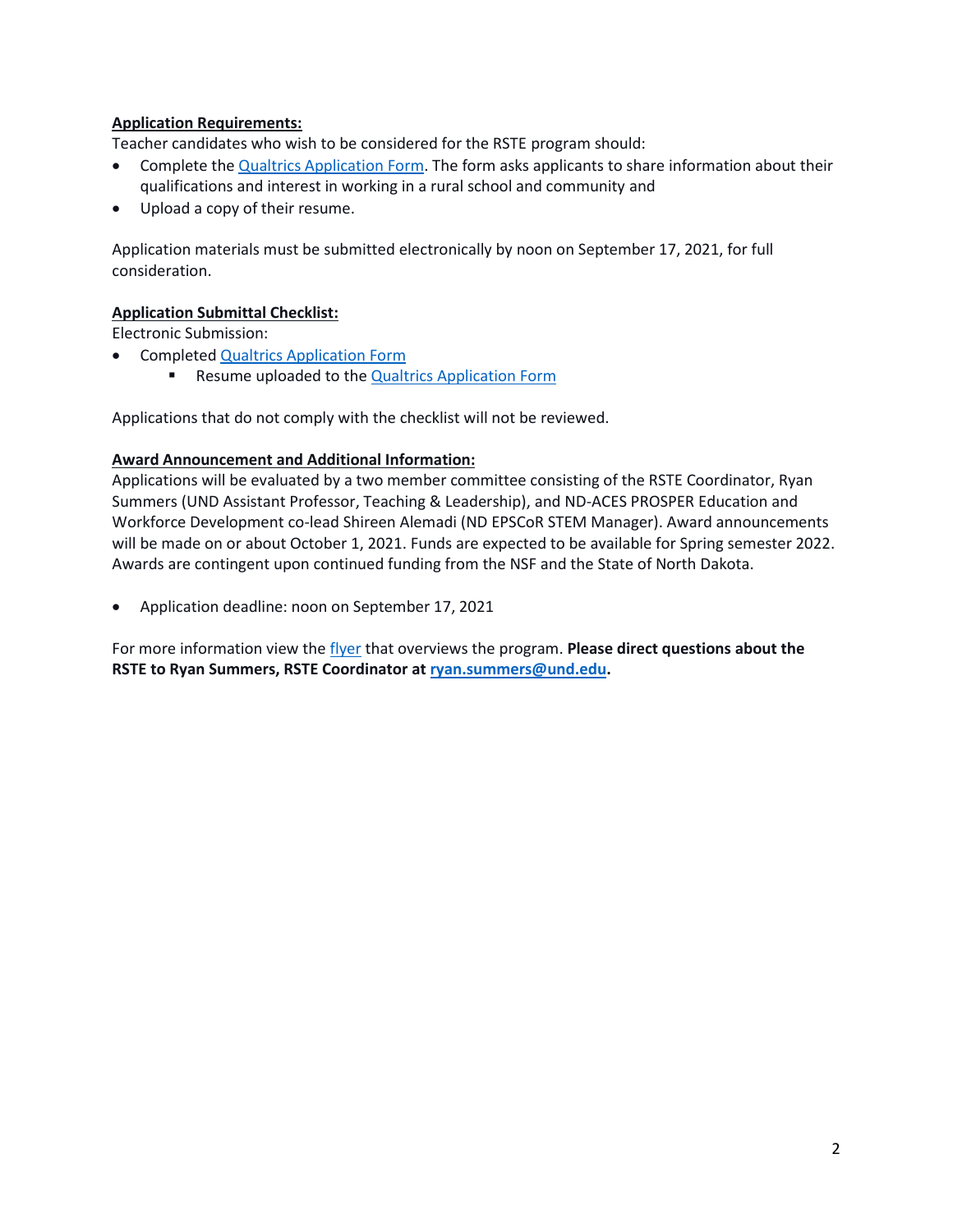**Application Requirements:**

Teacher candidates who wish to be considered for the RSTE program should:

- Complete the Qualtrics Application Form. The form asks applicants to share information about their qualifications and interest in working in a rural school and community and
- Upload a copy of their resume.

Application materials must be submitted electronically by noon on September 17, 2021, for full consideration.

**Application Submittal Checklist:**

Electronic Submission:

- Completed Qualtrics Application Form
  - Resume uploaded to the Qualtrics Application Form

Applications that do not comply with the checklist will not be reviewed.

**Award Announcement and Additional Information:**

Applications will be evaluated by a two member committee consisting of the RSTE Coordinator, Ryan Summers (UND Assistant Professor, Teaching & Leadership), and ND-ACES PROSPER Education and Workforce Development co-lead Shireen Alemadi (ND EPSCoR STEM Manager). Award announcements will be made on or about October 1, 2021. Funds are expected to be available for Spring semester 2022. Awards are contingent upon continued funding from the NSF and the State of North Dakota.

- Application deadline: noon on September 17, 2021

For more information view the flyer that overviews the program. **Please direct questions about the RSTE to Ryan Summers, RSTE Coordinator at ryan.summers@und.edu.**